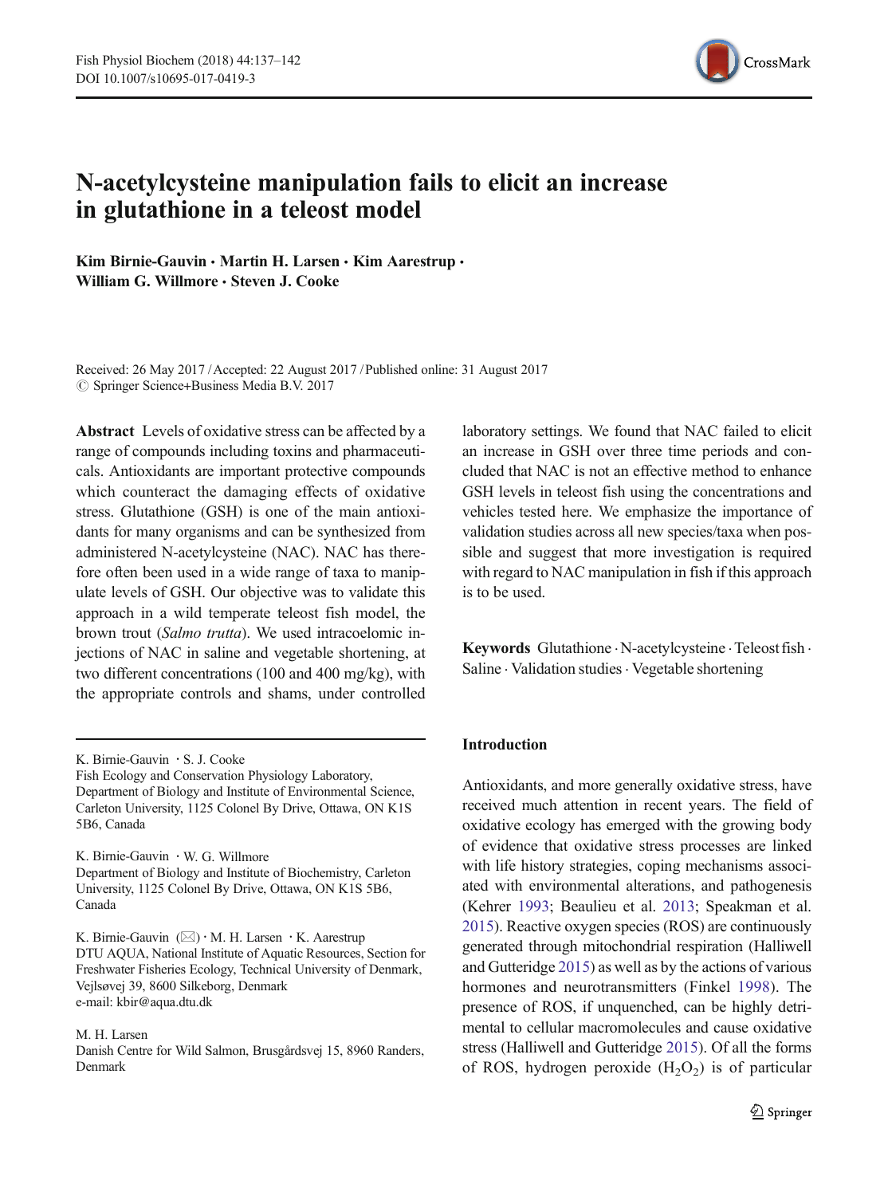# N-acetylcysteine manipulation fails to elicit an increase in glutathione in a teleost model

**Kim Birnie-Gauvin · Martin H. Larsen · Kim Aarestrup · William G. Willmore · Steven J. Cooke**

Received: 26 May 2017 / Accepted: 22 August 2017 / Published online: 31 August 2017
© Springer Science+Business Media B.V. 2017

**Abstract** Levels of oxidative stress can be affected by a range of compounds including toxins and pharmaceuticals. Antioxidants are important protective compounds which counteract the damaging effects of oxidative stress. Glutathione (GSH) is one of the main antioxidants for many organisms and can be synthesized from administered N-acetylcysteine (NAC). NAC has therefore often been used in a wide range of taxa to manipulate levels of GSH. Our objective was to validate this approach in a wild temperate teleost fish model, the brown trout (*Salmo trutta*). We used intracoelomic injections of NAC in saline and vegetable shortening, at two different concentrations (100 and 400 mg/kg), with the appropriate controls and shams, under controlled laboratory settings. We found that NAC failed to elicit an increase in GSH over three time periods and concluded that NAC is not an effective method to enhance GSH levels in teleost fish using the concentrations and vehicles tested here. We emphasize the importance of validation studies across all new species/taxa when possible and suggest that more investigation is required with regard to NAC manipulation in fish if this approach is to be used.

**Keywords** Glutathione · N-acetylcysteine · Teleost fish · Saline · Validation studies · Vegetable shortening

---

K. Birnie-Gauvin · S. J. Cooke
Fish Ecology and Conservation Physiology Laboratory, Department of Biology and Institute of Environmental Science, Carleton University, 1125 Colonel By Drive, Ottawa, ON K1S 5B6, Canada

K. Birnie-Gauvin · W. G. Willmore
Department of Biology and Institute of Biochemistry, Carleton University, 1125 Colonel By Drive, Ottawa, ON K1S 5B6, Canada

K. Birnie-Gauvin (✉) · M. H. Larsen · K. Aarestrup
DTU AQUA, National Institute of Aquatic Resources, Section for Freshwater Fisheries Ecology, Technical University of Denmark, Vejlsøvej 39, 8600 Silkeborg, Denmark
e-mail: kbir@aqua.dtu.dk

M. H. Larsen
Danish Centre for Wild Salmon, Brusgårdsvej 15, 8960 Randers, Denmark

## Introduction

Antioxidants, and more generally oxidative stress, have received much attention in recent years. The field of oxidative ecology has emerged with the growing body of evidence that oxidative stress processes are linked with life history strategies, coping mechanisms associated with environmental alterations, and pathogenesis (Kehrer 1993; Beaulieu et al. 2013; Speakman et al. 2015). Reactive oxygen species (ROS) are continuously generated through mitochondrial respiration (Halliwell and Gutteridge 2015) as well as by the actions of various hormones and neurotransmitters (Finkel 1998). The presence of ROS, if unquenched, can be highly detrimental to cellular macromolecules and cause oxidative stress (Halliwell and Gutteridge 2015). Of all the forms of ROS, hydrogen peroxide ($H_2O_2$) is of particular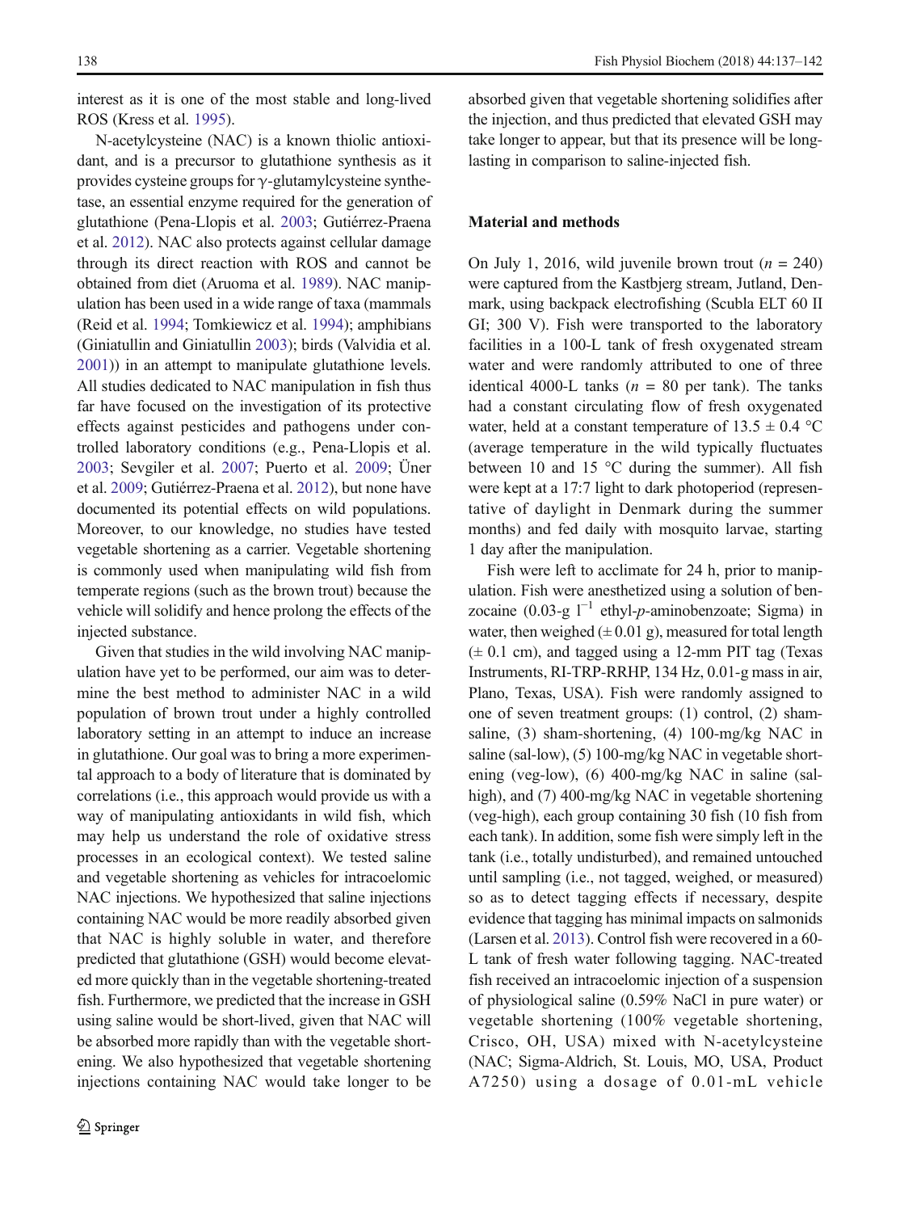interest as it is one of the most stable and long-lived ROS (Kress et al. 1995).

N-acetylcysteine (NAC) is a known thiolic antioxidant, and is a precursor to glutathione synthesis as it provides cysteine groups for γ-glutamylcysteine synthetase, an essential enzyme required for the generation of glutathione (Pena-Llopis et al. 2003; Gutiérrez-Praena et al. 2012). NAC also protects against cellular damage through its direct reaction with ROS and cannot be obtained from diet (Aruoma et al. 1989). NAC manipulation has been used in a wide range of taxa (mammals (Reid et al. 1994; Tomkiewicz et al. 1994); amphibians (Giniatullin and Giniatullin 2003); birds (Valvidia et al. 2001)) in an attempt to manipulate glutathione levels. All studies dedicated to NAC manipulation in fish thus far have focused on the investigation of its protective effects against pesticides and pathogens under controlled laboratory conditions (e.g., Pena-Llopis et al. 2003; Sevgiler et al. 2007; Puerto et al. 2009; Üner et al. 2009; Gutiérrez-Praena et al. 2012), but none have documented its potential effects on wild populations. Moreover, to our knowledge, no studies have tested vegetable shortening as a carrier. Vegetable shortening is commonly used when manipulating wild fish from temperate regions (such as the brown trout) because the vehicle will solidify and hence prolong the effects of the injected substance.

Given that studies in the wild involving NAC manipulation have yet to be performed, our aim was to determine the best method to administer NAC in a wild population of brown trout under a highly controlled laboratory setting in an attempt to induce an increase in glutathione. Our goal was to bring a more experimental approach to a body of literature that is dominated by correlations (i.e., this approach would provide us with a way of manipulating antioxidants in wild fish, which may help us understand the role of oxidative stress processes in an ecological context). We tested saline and vegetable shortening as vehicles for intracoelomic NAC injections. We hypothesized that saline injections containing NAC would be more readily absorbed given that NAC is highly soluble in water, and therefore predicted that glutathione (GSH) would become elevated more quickly than in the vegetable shortening-treated fish. Furthermore, we predicted that the increase in GSH using saline would be short-lived, given that NAC will be absorbed more rapidly than with the vegetable shortening. We also hypothesized that vegetable shortening injections containing NAC would take longer to be absorbed given that vegetable shortening solidifies after the injection, and thus predicted that elevated GSH may take longer to appear, but that its presence will be long-lasting in comparison to saline-injected fish.

## Material and methods

On July 1, 2016, wild juvenile brown trout ($n = 240$) were captured from the Kastbjerg stream, Jutland, Denmark, using backpack electrofishing (Scubla ELT 60 II GI; 300 V). Fish were transported to the laboratory facilities in a 100-L tank of fresh oxygenated stream water and were randomly attributed to one of three identical 4000-L tanks ($n = 80$ per tank). The tanks had a constant circulating flow of fresh oxygenated water, held at a constant temperature of 13.5 ± 0.4 °C (average temperature in the wild typically fluctuates between 10 and 15 °C during the summer). All fish were kept at a 17:7 light to dark photoperiod (representative of daylight in Denmark during the summer months) and fed daily with mosquito larvae, starting 1 day after the manipulation.

Fish were left to acclimate for 24 h, prior to manipulation. Fish were anesthetized using a solution of benzocaine (0.03-g $l^{-1}$ ethyl-*p*-aminobenzoate; Sigma) in water, then weighed (± 0.01 g), measured for total length (± 0.1 cm), and tagged using a 12-mm PIT tag (Texas Instruments, RI-TRP-RRHP, 134 Hz, 0.01-g mass in air, Plano, Texas, USA). Fish were randomly assigned to one of seven treatment groups: (1) control, (2) sham-saline, (3) sham-shortening, (4) 100-mg/kg NAC in saline (sal-low), (5) 100-mg/kg NAC in vegetable shortening (veg-low), (6) 400-mg/kg NAC in saline (sal-high), and (7) 400-mg/kg NAC in vegetable shortening (veg-high), each group containing 30 fish (10 fish from each tank). In addition, some fish were simply left in the tank (i.e., totally undisturbed), and remained untouched until sampling (i.e., not tagged, weighed, or measured) so as to detect tagging effects if necessary, despite evidence that tagging has minimal impacts on salmonids (Larsen et al. 2013). Control fish were recovered in a 60-L tank of fresh water following tagging. NAC-treated fish received an intracoelomic injection of a suspension of physiological saline (0.59% NaCl in pure water) or vegetable shortening (100% vegetable shortening, Crisco, OH, USA) mixed with N-acetylcysteine (NAC; Sigma-Aldrich, St. Louis, MO, USA, Product A7250) using a dosage of 0.01-mL vehicle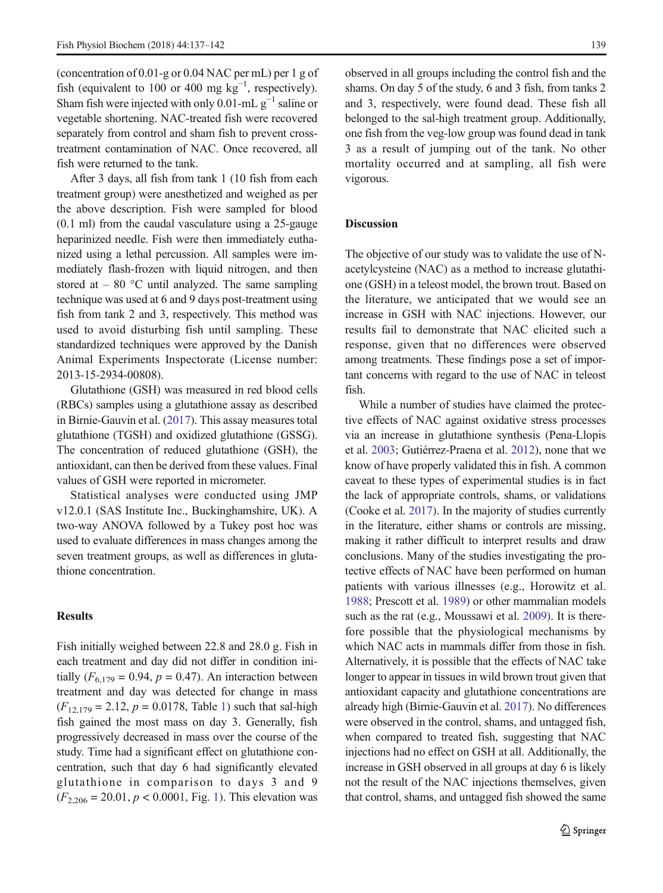(concentration of 0.01-g or 0.04 NAC per mL) per 1 g of fish (equivalent to 100 or 400 mg $kg^{-1}$, respectively). Sham fish were injected with only 0.01-mL $g^{-1}$ saline or vegetable shortening. NAC-treated fish were recovered separately from control and sham fish to prevent cross-treatment contamination of NAC. Once recovered, all fish were returned to the tank.

After 3 days, all fish from tank 1 (10 fish from each treatment group) were anesthetized and weighed as per the above description. Fish were sampled for blood (0.1 ml) from the caudal vasculature using a 25-gauge heparinized needle. Fish were then immediately euthanized using a lethal percussion. All samples were immediately flash-frozen with liquid nitrogen, and then stored at − 80 °C until analyzed. The same sampling technique was used at 6 and 9 days post-treatment using fish from tank 2 and 3, respectively. This method was used to avoid disturbing fish until sampling. These standardized techniques were approved by the Danish Animal Experiments Inspectorate (License number: 2013-15-2934-00808).

Glutathione (GSH) was measured in red blood cells (RBCs) samples using a glutathione assay as described in Birnie-Gauvin et al. (2017). This assay measures total glutathione (TGSH) and oxidized glutathione (GSSG). The concentration of reduced glutathione (GSH), the antioxidant, can then be derived from these values. Final values of GSH were reported in micrometer.

Statistical analyses were conducted using JMP v12.0.1 (SAS Institute Inc., Buckinghamshire, UK). A two-way ANOVA followed by a Tukey post hoc was used to evaluate differences in mass changes among the seven treatment groups, as well as differences in glutathione concentration.

## Results

Fish initially weighed between 22.8 and 28.0 g. Fish in each treatment and day did not differ in condition initially ($F_{6,179} = 0.94$, $p = 0.47$). An interaction between treatment and day was detected for change in mass ($F_{12,179} = 2.12$, $p = 0.0178$, Table 1) such that sal-high fish gained the most mass on day 3. Generally, fish progressively decreased in mass over the course of the study. Time had a significant effect on glutathione concentration, such that day 6 had significantly elevated glutathione in comparison to days 3 and 9 ($F_{2,206} = 20.01$, $p < 0.0001$, Fig. 1). This elevation was observed in all groups including the control fish and the shams. On day 5 of the study, 6 and 3 fish, from tanks 2 and 3, respectively, were found dead. These fish all belonged to the sal-high treatment group. Additionally, one fish from the veg-low group was found dead in tank 3 as a result of jumping out of the tank. No other mortality occurred and at sampling, all fish were vigorous.

## Discussion

The objective of our study was to validate the use of N-acetylcysteine (NAC) as a method to increase glutathione (GSH) in a teleost model, the brown trout. Based on the literature, we anticipated that we would see an increase in GSH with NAC injections. However, our results fail to demonstrate that NAC elicited such a response, given that no differences were observed among treatments. These findings pose a set of important concerns with regard to the use of NAC in teleost fish.

While a number of studies have claimed the protective effects of NAC against oxidative stress processes via an increase in glutathione synthesis (Pena-Llopis et al. 2003; Gutiérrez-Praena et al. 2012), none that we know of have properly validated this in fish. A common caveat to these types of experimental studies is in fact the lack of appropriate controls, shams, or validations (Cooke et al. 2017). In the majority of studies currently in the literature, either shams or controls are missing, making it rather difficult to interpret results and draw conclusions. Many of the studies investigating the protective effects of NAC have been performed on human patients with various illnesses (e.g., Horowitz et al. 1988; Prescott et al. 1989) or other mammalian models such as the rat (e.g., Moussawi et al. 2009). It is therefore possible that the physiological mechanisms by which NAC acts in mammals differ from those in fish. Alternatively, it is possible that the effects of NAC take longer to appear in tissues in wild brown trout given that antioxidant capacity and glutathione concentrations are already high (Birnie-Gauvin et al. 2017). No differences were observed in the control, shams, and untagged fish, when compared to treated fish, suggesting that NAC injections had no effect on GSH at all. Additionally, the increase in GSH observed in all groups at day 6 is likely not the result of the NAC injections themselves, given that control, shams, and untagged fish showed the same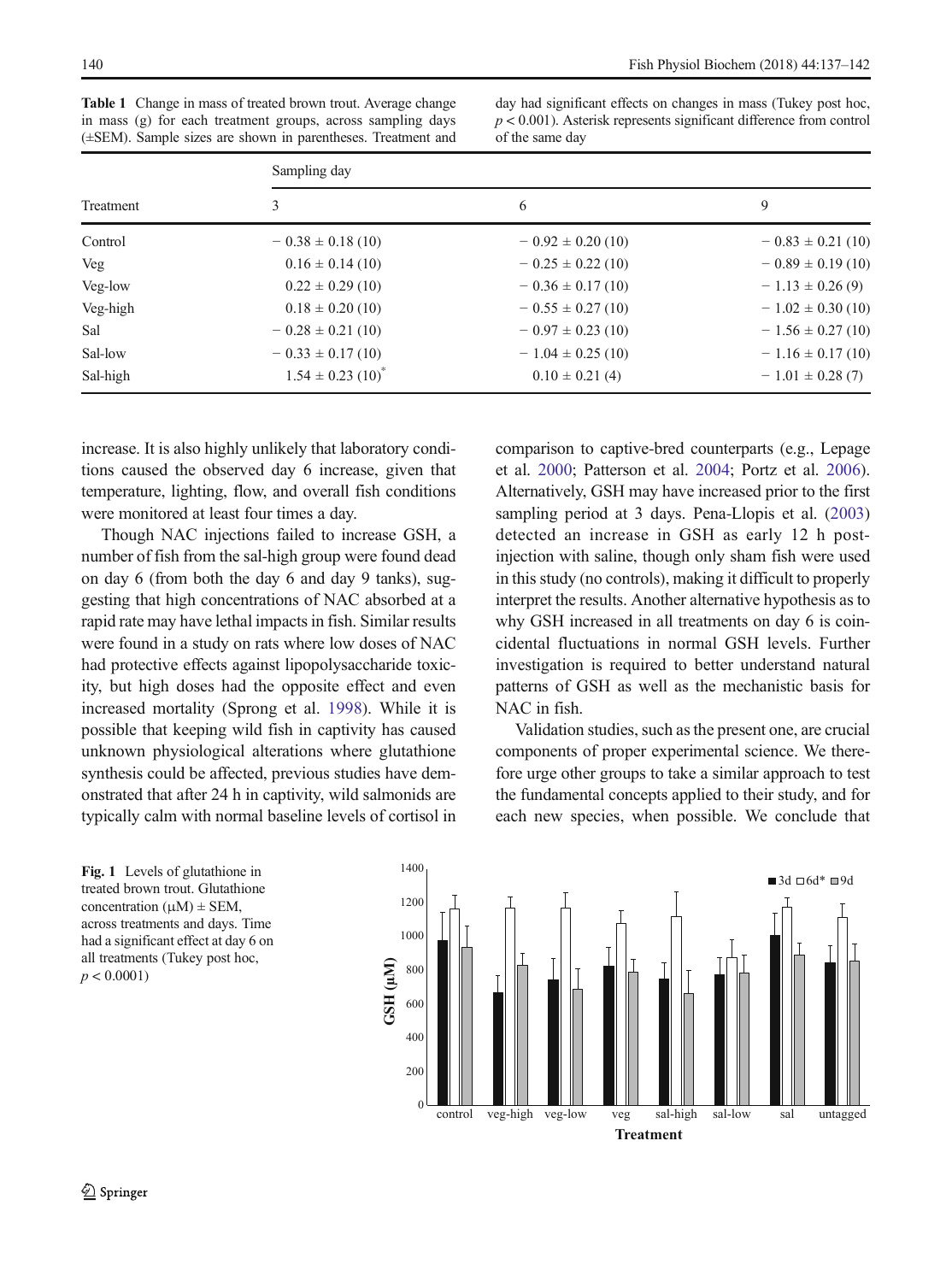**Table 1** Change in mass of treated brown trout. Average change in mass (g) for each treatment groups, across sampling days (±SEM). Sample sizes are shown in parentheses. Treatment and day had significant effects on changes in mass (Tukey post hoc, $p < 0.001$). Asterisk represents significant difference from control of the same day

| Treatment | Sampling day | | |
|---|---|---|---|
| | 3 | 6 | 9 |
| Control | − 0.38 ± 0.18 (10) | − 0.92 ± 0.20 (10) | − 0.83 ± 0.21 (10) |
| Veg | 0.16 ± 0.14 (10) | − 0.25 ± 0.22 (10) | − 0.89 ± 0.19 (10) |
| Veg-low | 0.22 ± 0.29 (10) | − 0.36 ± 0.17 (10) | − 1.13 ± 0.26 (9) |
| Veg-high | 0.18 ± 0.20 (10) | − 0.55 ± 0.27 (10) | − 1.02 ± 0.30 (10) |
| Sal | − 0.28 ± 0.21 (10) | − 0.97 ± 0.23 (10) | − 1.56 ± 0.27 (10) |
| Sal-low | − 0.33 ± 0.17 (10) | − 1.04 ± 0.25 (10) | − 1.16 ± 0.17 (10) |
| Sal-high | 1.54 ± 0.23 (10)* | 0.10 ± 0.21 (4) | − 1.01 ± 0.28 (7) |

increase. It is also highly unlikely that laboratory conditions caused the observed day 6 increase, given that temperature, lighting, flow, and overall fish conditions were monitored at least four times a day.

Though NAC injections failed to increase GSH, a number of fish from the sal-high group were found dead on day 6 (from both the day 6 and day 9 tanks), suggesting that high concentrations of NAC absorbed at a rapid rate may have lethal impacts in fish. Similar results were found in a study on rats where low doses of NAC had protective effects against lipopolysaccharide toxicity, but high doses had the opposite effect and even increased mortality (Sprong et al. 1998). While it is possible that keeping wild fish in captivity has caused unknown physiological alterations where glutathione synthesis could be affected, previous studies have demonstrated that after 24 h in captivity, wild salmonids are typically calm with normal baseline levels of cortisol in comparison to captive-bred counterparts (e.g., Lepage et al. 2000; Patterson et al. 2004; Portz et al. 2006). Alternatively, GSH may have increased prior to the first sampling period at 3 days. Pena-Llopis et al. (2003) detected an increase in GSH as early 12 h post-injection with saline, though only sham fish were used in this study (no controls), making it difficult to properly interpret the results. Another alternative hypothesis as to why GSH increased in all treatments on day 6 is coincidental fluctuations in normal GSH levels. Further investigation is required to better understand natural patterns of GSH as well as the mechanistic basis for NAC in fish.

Validation studies, such as the present one, are crucial components of proper experimental science. We therefore urge other groups to take a similar approach to test the fundamental concepts applied to their study, and for each new species, when possible. We conclude that

**Fig. 1** Levels of glutathione in treated brown trout. Glutathione concentration (μM) ± SEM, across treatments and days. Time had a significant effect at day 6 on all treatments (Tukey post hoc, $p < 0.0001$)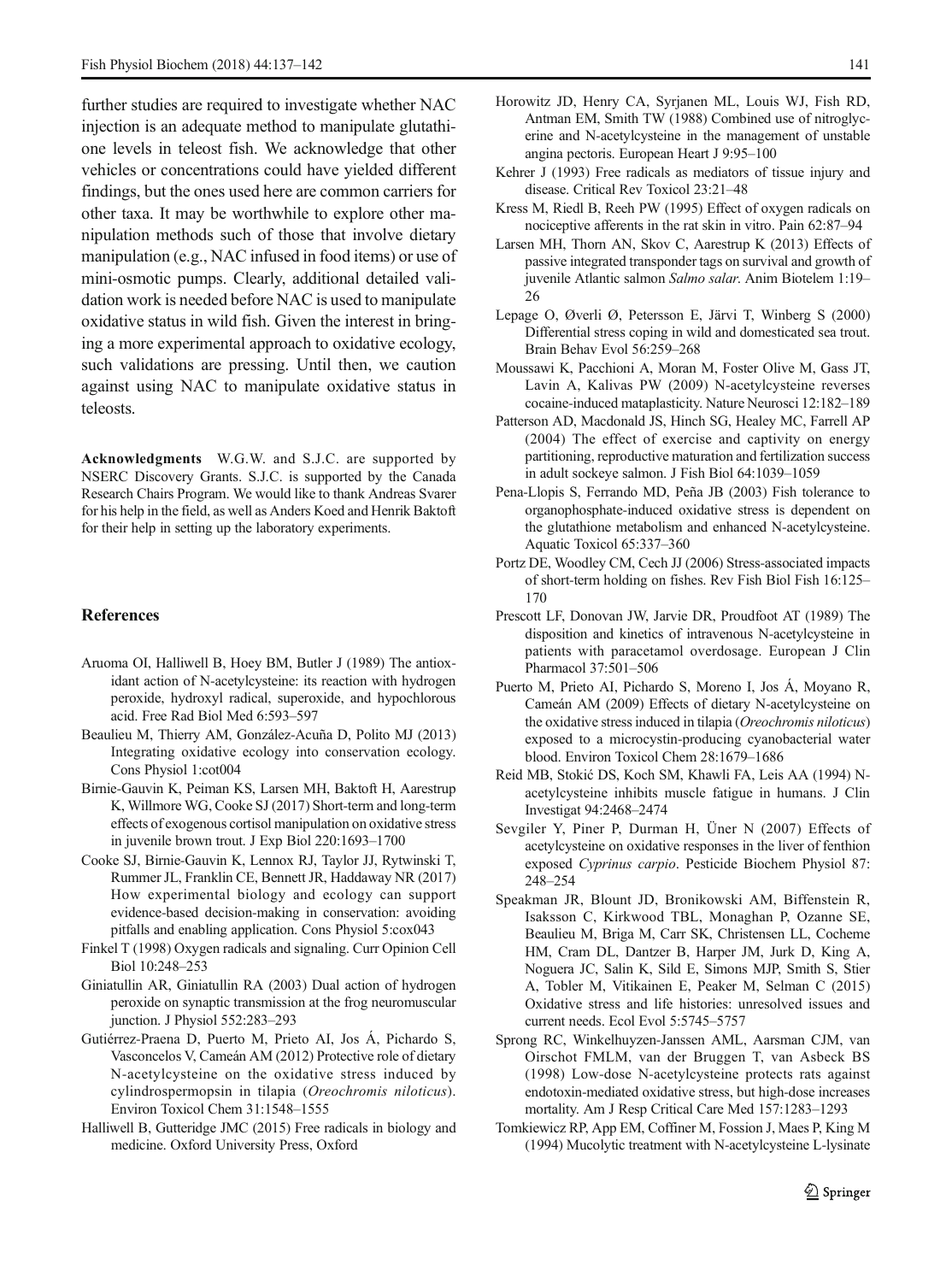further studies are required to investigate whether NAC injection is an adequate method to manipulate glutathione levels in teleost fish. We acknowledge that other vehicles or concentrations could have yielded different findings, but the ones used here are common carriers for other taxa. It may be worthwhile to explore other manipulation methods such of those that involve dietary manipulation (e.g., NAC infused in food items) or use of mini-osmotic pumps. Clearly, additional detailed validation work is needed before NAC is used to manipulate oxidative status in wild fish. Given the interest in bringing a more experimental approach to oxidative ecology, such validations are pressing. Until then, we caution against using NAC to manipulate oxidative status in teleosts.

**Acknowledgments** W.G.W. and S.J.C. are supported by NSERC Discovery Grants. S.J.C. is supported by the Canada Research Chairs Program. We would like to thank Andreas Svarer for his help in the field, as well as Anders Koed and Henrik Baktoft for their help in setting up the laboratory experiments.

## References

Aruoma OI, Halliwell B, Hoey BM, Butler J (1989) The antioxidant action of N-acetylcysteine: its reaction with hydrogen peroxide, hydroxyl radical, superoxide, and hypochlorous acid. Free Rad Biol Med 6:593–597

Beaulieu M, Thierry AM, González-Acuña D, Polito MJ (2013) Integrating oxidative ecology into conservation ecology. Cons Physiol 1:cot004

Birnie-Gauvin K, Peiman KS, Larsen MH, Baktoft H, Aarestrup K, Willmore WG, Cooke SJ (2017) Short-term and long-term effects of exogenous cortisol manipulation on oxidative stress in juvenile brown trout. J Exp Biol 220:1693–1700

Cooke SJ, Birnie-Gauvin K, Lennox RJ, Taylor JJ, Rytwinski T, Rummer JL, Franklin CE, Bennett JR, Haddaway NR (2017) How experimental biology and ecology can support evidence-based decision-making in conservation: avoiding pitfalls and enabling application. Cons Physiol 5:cox043

Finkel T (1998) Oxygen radicals and signaling. Curr Opinion Cell Biol 10:248–253

Giniatullin AR, Giniatullin RA (2003) Dual action of hydrogen peroxide on synaptic transmission at the frog neuromuscular junction. J Physiol 552:283–293

Gutiérrez-Praena D, Puerto M, Prieto AI, Jos Á, Pichardo S, Vasconcelos V, Cameán AM (2012) Protective role of dietary N-acetylcysteine on the oxidative stress induced by cylindrospermopsin in tilapia (*Oreochromis niloticus*). Environ Toxicol Chem 31:1548–1555

Halliwell B, Gutteridge JMC (2015) Free radicals in biology and medicine. Oxford University Press, Oxford

Horowitz JD, Henry CA, Syrjanen ML, Louis WJ, Fish RD, Antman EM, Smith TW (1988) Combined use of nitroglycerine and N-acetylcysteine in the management of unstable angina pectoris. European Heart J 9:95–100

Kehrer J (1993) Free radicals as mediators of tissue injury and disease. Critical Rev Toxicol 23:21–48

Kress M, Riedl B, Reeh PW (1995) Effect of oxygen radicals on nociceptive afferents in the rat skin in vitro. Pain 62:87–94

Larsen MH, Thorn AN, Skov C, Aarestrup K (2013) Effects of passive integrated transponder tags on survival and growth of juvenile Atlantic salmon *Salmo salar*. Anim Biotelem 1:19–26

Lepage O, Øverli Ø, Petersson E, Järvi T, Winberg S (2000) Differential stress coping in wild and domesticated sea trout. Brain Behav Evol 56:259–268

Moussawi K, Pacchioni A, Moran M, Foster Olive M, Gass JT, Lavin A, Kalivas PW (2009) N-acetylcysteine reverses cocaine-induced mataplasticity. Nature Neurosci 12:182–189

Patterson AD, Macdonald JS, Hinch SG, Healey MC, Farrell AP (2004) The effect of exercise and captivity on energy partitioning, reproductive maturation and fertilization success in adult sockeye salmon. J Fish Biol 64:1039–1059

Pena-Llopis S, Ferrando MD, Peña JB (2003) Fish tolerance to organophosphate-induced oxidative stress is dependent on the glutathione metabolism and enhanced N-acetylcysteine. Aquatic Toxicol 65:337–360

Portz DE, Woodley CM, Cech JJ (2006) Stress-associated impacts of short-term holding on fishes. Rev Fish Biol Fish 16:125–170

Prescott LF, Donovan JW, Jarvie DR, Proudfoot AT (1989) The disposition and kinetics of intravenous N-acetylcysteine in patients with paracetamol overdosage. European J Clin Pharmacol 37:501–506

Puerto M, Prieto AI, Pichardo S, Moreno I, Jos Á, Moyano R, Cameán AM (2009) Effects of dietary N-acetylcysteine on the oxidative stress induced in tilapia (*Oreochromis niloticus*) exposed to a microcystin-producing cyanobacterial water blood. Environ Toxicol Chem 28:1679–1686

Reid MB, Stokić DS, Koch SM, Khawli FA, Leis AA (1994) N-acetylcysteine inhibits muscle fatigue in humans. J Clin Investigat 94:2468–2474

Sevgiler Y, Piner P, Durman H, Üner N (2007) Effects of acetylcysteine on oxidative responses in the liver of fenthion exposed *Cyprinus carpio*. Pesticide Biochem Physiol 87: 248–254

Speakman JR, Blount JD, Bronikowski AM, Biffenstein R, Isaksson C, Kirkwood TBL, Monaghan P, Ozanne SE, Beaulieu M, Briga M, Carr SK, Christensen LL, Cocheme HM, Cram DL, Dantzer B, Harper JM, Jurk D, King A, Noguera JC, Salin K, Sild E, Simons MJP, Smith S, Stier A, Tobler M, Vitikainen E, Peaker M, Selman C (2015) Oxidative stress and life histories: unresolved issues and current needs. Ecol Evol 5:5745–5757

Sprong RC, Winkelhuyzen-Janssen AML, Aarsman CJM, van Oirschot FMLM, van der Bruggen T, van Asbeck BS (1998) Low-dose N-acetylcysteine protects rats against endotoxin-mediated oxidative stress, but high-dose increases mortality. Am J Resp Critical Care Med 157:1283–1293

Tomkiewicz RP, App EM, Coffiner M, Fossion J, Maes P, King M (1994) Mucolytic treatment with N-acetylcysteine L-lysinate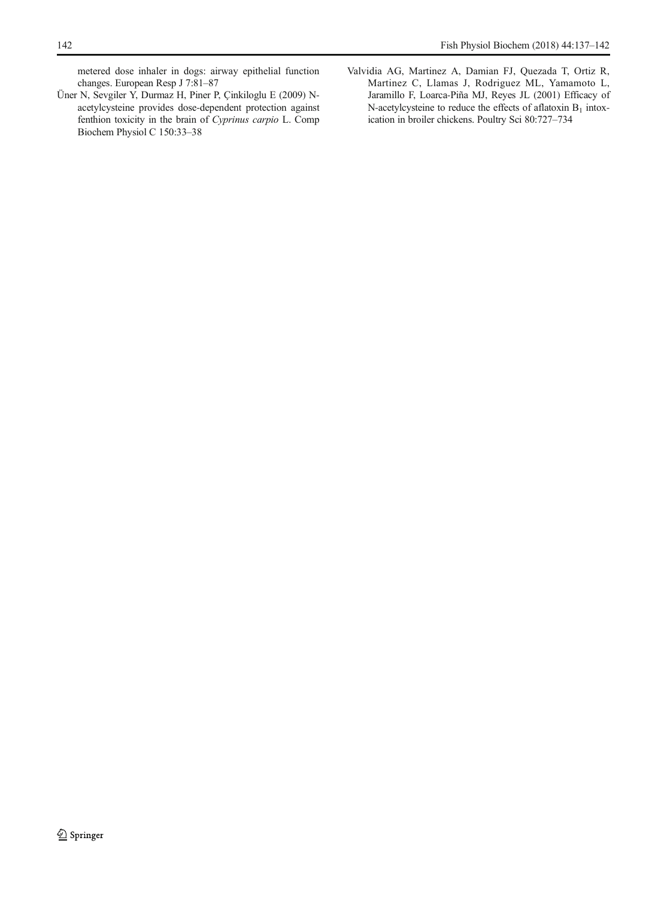metered dose inhaler in dogs: airway epithelial function changes. European Resp J 7:81–87

Üner N, Sevgiler Y, Durmaz H, Piner P, Çinkiloglu E (2009) N-acetylcysteine provides dose-dependent protection against fenthion toxicity in the brain of *Cyprinus carpio* L. Comp Biochem Physiol C 150:33–38

Valvidia AG, Martinez A, Damian FJ, Quezada T, Ortiz R, Martinez C, Llamas J, Rodriguez ML, Yamamoto L, Jaramillo F, Loarca-Piña MJ, Reyes JL (2001) Efficacy of N-acetylcysteine to reduce the effects of aflatoxin $B_1$ intoxication in broiler chickens. Poultry Sci 80:727–734